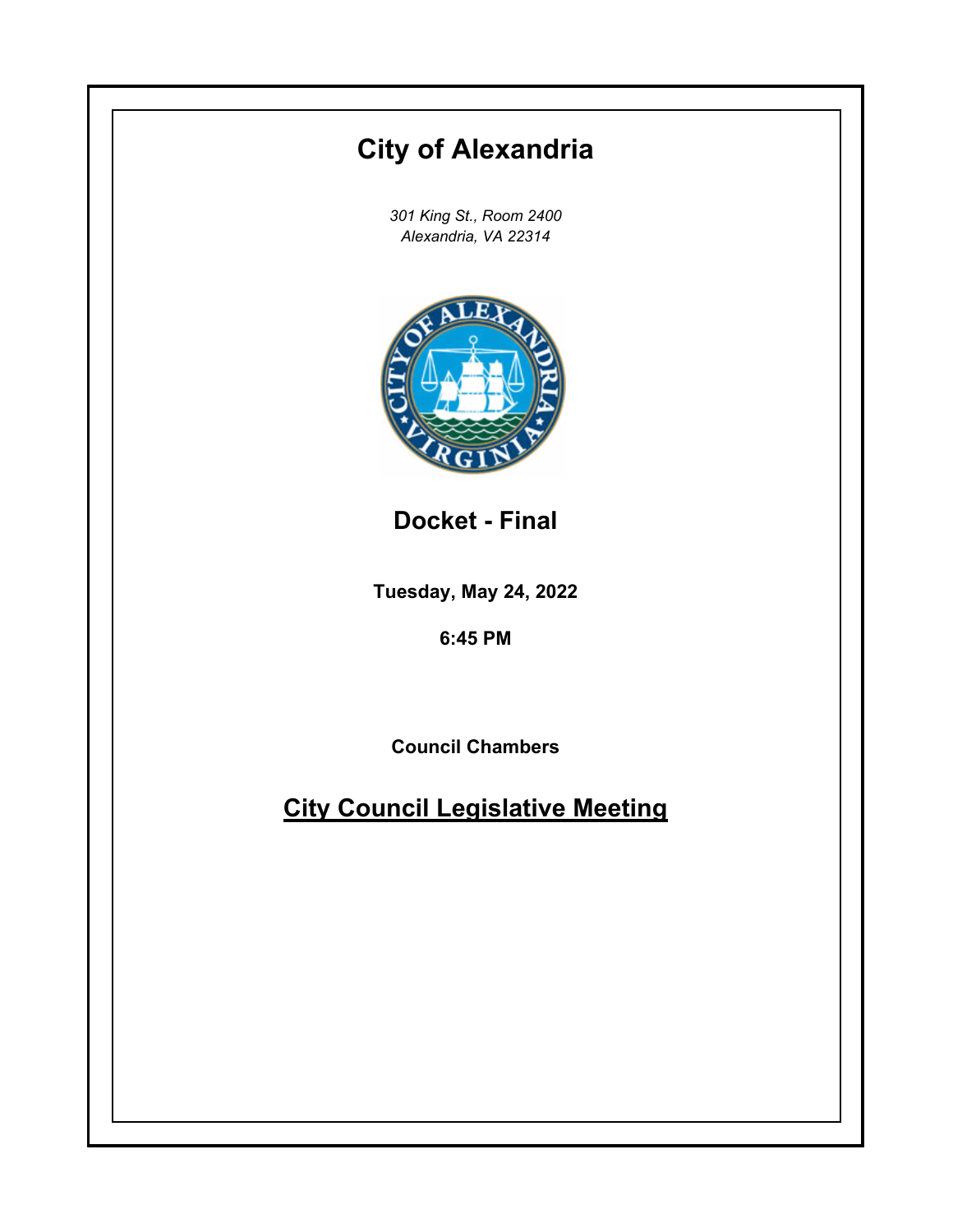# City of Alexandria

*301 King St., Room 2400*
*Alexandria, VA 22314*

## Docket - Final

**Tuesday, May 24, 2022**

**6:45 PM**

**Council Chambers**

## City Council Legislative Meeting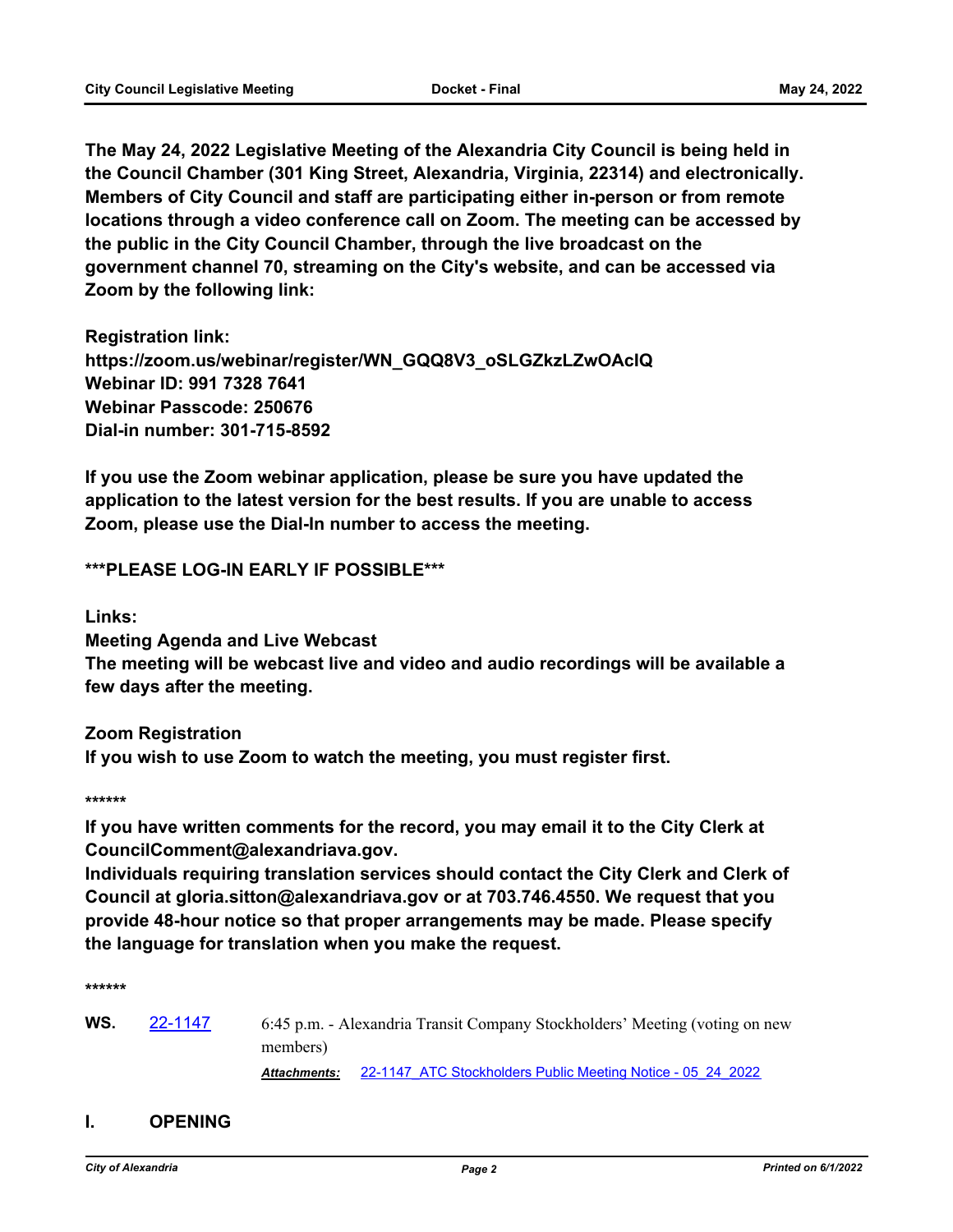**The May 24, 2022 Legislative Meeting of the Alexandria City Council is being held in the Council Chamber (301 King Street, Alexandria, Virginia, 22314) and electronically. Members of City Council and staff are participating either in-person or from remote locations through a video conference call on Zoom. The meeting can be accessed by the public in the City Council Chamber, through the live broadcast on the government channel 70, streaming on the City's website, and can be accessed via Zoom by the following link:**

**Registration link:**
**https://zoom.us/webinar/register/WN_GQQ8V3_oSLGZkzLZwOAcIQ**
**Webinar ID: 991 7328 7641**
**Webinar Passcode: 250676**
**Dial-in number: 301-715-8592**

**If you use the Zoom webinar application, please be sure you have updated the application to the latest version for the best results. If you are unable to access Zoom, please use the Dial-In number to access the meeting.**

**\*\*\*PLEASE LOG-IN EARLY IF POSSIBLE\*\*\***

**Links:**
**Meeting Agenda and Live Webcast**
**The meeting will be webcast live and video and audio recordings will be available a few days after the meeting.**

**Zoom Registration**
**If you wish to use Zoom to watch the meeting, you must register first.**

**\*\*\*\*\*\***

**If you have written comments for the record, you may email it to the City Clerk at CouncilComment@alexandriava.gov.**
**Individuals requiring translation services should contact the City Clerk and Clerk of Council at gloria.sitton@alexandriava.gov or at 703.746.4550. We request that you provide 48-hour notice so that proper arrangements may be made. Please specify the language for translation when you make the request.**

**\*\*\*\*\*\***

**WS.** 22-1147 — 6:45 p.m. - Alexandria Transit Company Stockholders' Meeting (voting on new members)

***Attachments:*** 22-1147_ATC Stockholders Public Meeting Notice - 05_24_2022

## I. OPENING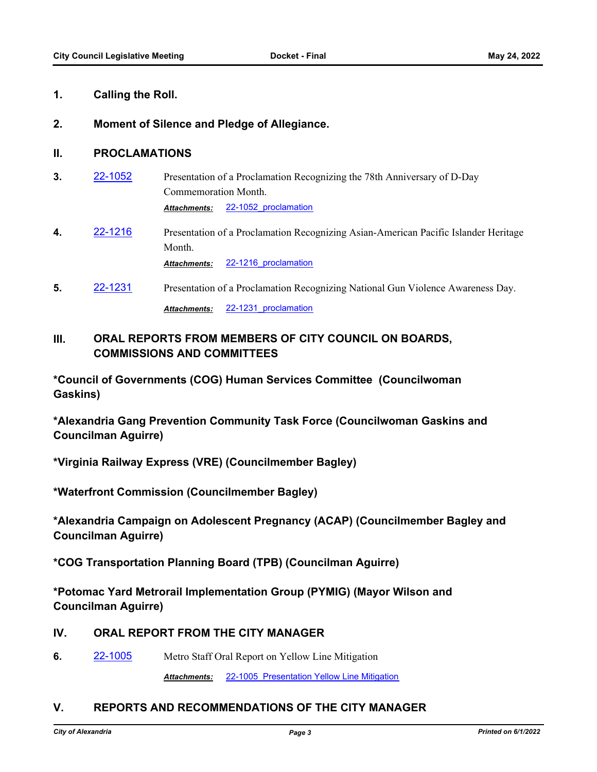**1.** **Calling the Roll.**

**2.** **Moment of Silence and Pledge of Allegiance.**

## II. PROCLAMATIONS

**3.** 22-1052 Presentation of a Proclamation Recognizing the 78th Anniversary of D-Day Commemoration Month.

*Attachments:* 22-1052_proclamation

**4.** 22-1216 Presentation of a Proclamation Recognizing Asian-American Pacific Islander Heritage Month.

*Attachments:* 22-1216_proclamation

**5.** 22-1231 Presentation of a Proclamation Recognizing National Gun Violence Awareness Day.

*Attachments:* 22-1231_proclamation

## III. ORAL REPORTS FROM MEMBERS OF CITY COUNCIL ON BOARDS, COMMISSIONS AND COMMITTEES

**\*Council of Governments (COG) Human Services Committee (Councilwoman Gaskins)**

**\*Alexandria Gang Prevention Community Task Force (Councilwoman Gaskins and Councilman Aguirre)**

**\*Virginia Railway Express (VRE) (Councilmember Bagley)**

**\*Waterfront Commission (Councilmember Bagley)**

**\*Alexandria Campaign on Adolescent Pregnancy (ACAP) (Councilmember Bagley and Councilman Aguirre)**

**\*COG Transportation Planning Board (TPB) (Councilman Aguirre)**

**\*Potomac Yard Metrorail Implementation Group (PYMIG) (Mayor Wilson and Councilman Aguirre)**

## IV. ORAL REPORT FROM THE CITY MANAGER

**6.** 22-1005 Metro Staff Oral Report on Yellow Line Mitigation

*Attachments:* 22-1005_Presentation Yellow Line Mitigation

## V. REPORTS AND RECOMMENDATIONS OF THE CITY MANAGER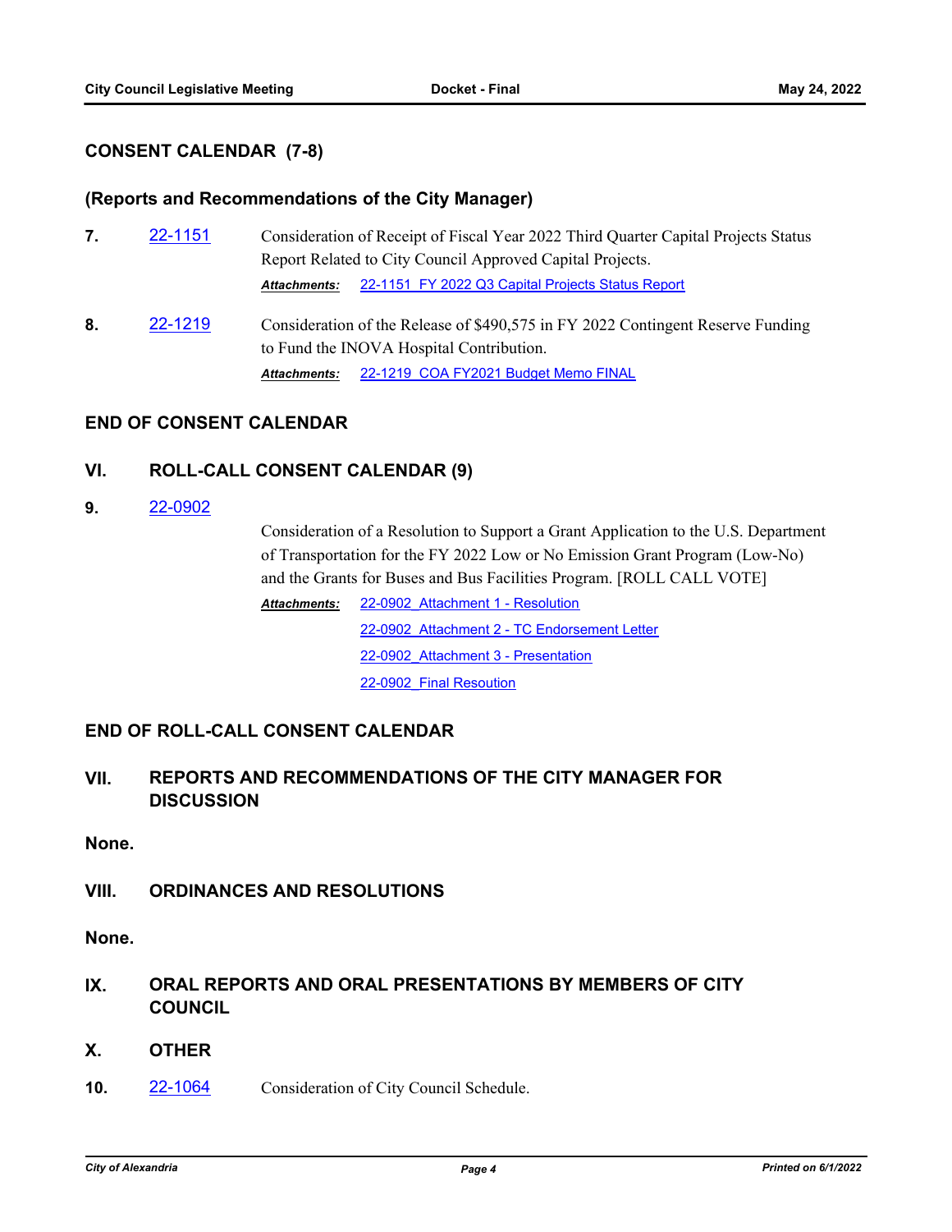## CONSENT CALENDAR (7-8)

### (Reports and Recommendations of the City Manager)

**7.** 22-1151 Consideration of Receipt of Fiscal Year 2022 Third Quarter Capital Projects Status Report Related to City Council Approved Capital Projects.

*Attachments:* 22-1151_FY 2022 Q3 Capital Projects Status Report

**8.** 22-1219 Consideration of the Release of $490,575 in FY 2022 Contingent Reserve Funding to Fund the INOVA Hospital Contribution.

*Attachments:* 22-1219_COA FY2021 Budget Memo FINAL

## END OF CONSENT CALENDAR

## VI. ROLL-CALL CONSENT CALENDAR (9)

**9.** 22-0902

Consideration of a Resolution to Support a Grant Application to the U.S. Department of Transportation for the FY 2022 Low or No Emission Grant Program (Low-No) and the Grants for Buses and Bus Facilities Program. [ROLL CALL VOTE]

*Attachments:* 22-0902_Attachment 1 - Resolution

22-0902_Attachment 2 - TC Endorsement Letter

22-0902_Attachment 3 - Presentation

22-0902_Final Resoution

## END OF ROLL-CALL CONSENT CALENDAR

## VII. REPORTS AND RECOMMENDATIONS OF THE CITY MANAGER FOR DISCUSSION

**None.**

## VIII. ORDINANCES AND RESOLUTIONS

**None.**

## IX. ORAL REPORTS AND ORAL PRESENTATIONS BY MEMBERS OF CITY COUNCIL

## X. OTHER

**10.** 22-1064 Consideration of City Council Schedule.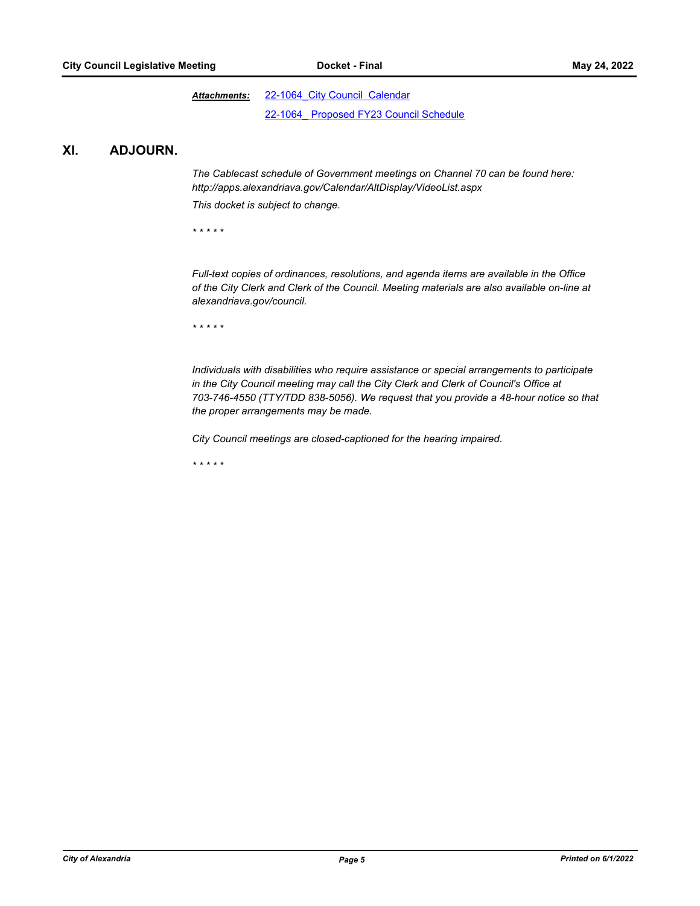***Attachments:*** 22-1064_City Council_Calendar

22-1064_ Proposed FY23 Council Schedule

## XI. ADJOURN.

*The Cablecast schedule of Government meetings on Channel 70 can be found here: http://apps.alexandriava.gov/Calendar/AltDisplay/VideoList.aspx*

*This docket is subject to change.*

*\* \* \* \* \**

*Full-text copies of ordinances, resolutions, and agenda items are available in the Office of the City Clerk and Clerk of the Council. Meeting materials are also available on-line at alexandriava.gov/council.*

*\* \* \* \* \**

*Individuals with disabilities who require assistance or special arrangements to participate in the City Council meeting may call the City Clerk and Clerk of Council's Office at 703-746-4550 (TTY/TDD 838-5056). We request that you provide a 48-hour notice so that the proper arrangements may be made.*

*City Council meetings are closed-captioned for the hearing impaired.*

*\* \* \* \* \**